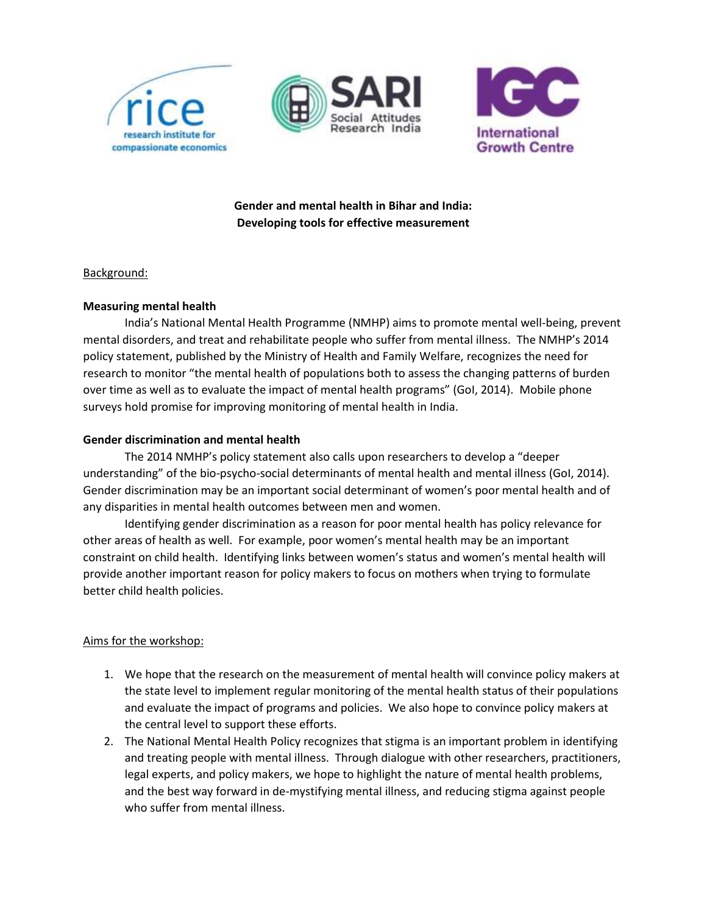# Gender and mental health in Bihar and India: Developing tools for effective measurement

Background:

**Measuring mental health**

India's National Mental Health Programme (NMHP) aims to promote mental well-being, prevent mental disorders, and treat and rehabilitate people who suffer from mental illness. The NMHP's 2014 policy statement, published by the Ministry of Health and Family Welfare, recognizes the need for research to monitor "the mental health of populations both to assess the changing patterns of burden over time as well as to evaluate the impact of mental health programs" (GoI, 2014). Mobile phone surveys hold promise for improving monitoring of mental health in India.

**Gender discrimination and mental health**

The 2014 NMHP's policy statement also calls upon researchers to develop a "deeper understanding" of the bio-psycho-social determinants of mental health and mental illness (GoI, 2014). Gender discrimination may be an important social determinant of women's poor mental health and of any disparities in mental health outcomes between men and women.

Identifying gender discrimination as a reason for poor mental health has policy relevance for other areas of health as well. For example, poor women's mental health may be an important constraint on child health. Identifying links between women's status and women's mental health will provide another important reason for policy makers to focus on mothers when trying to formulate better child health policies.

Aims for the workshop:

1. We hope that the research on the measurement of mental health will convince policy makers at the state level to implement regular monitoring of the mental health status of their populations and evaluate the impact of programs and policies. We also hope to convince policy makers at the central level to support these efforts.
2. The National Mental Health Policy recognizes that stigma is an important problem in identifying and treating people with mental illness. Through dialogue with other researchers, practitioners, legal experts, and policy makers, we hope to highlight the nature of mental health problems, and the best way forward in de-mystifying mental illness, and reducing stigma against people who suffer from mental illness.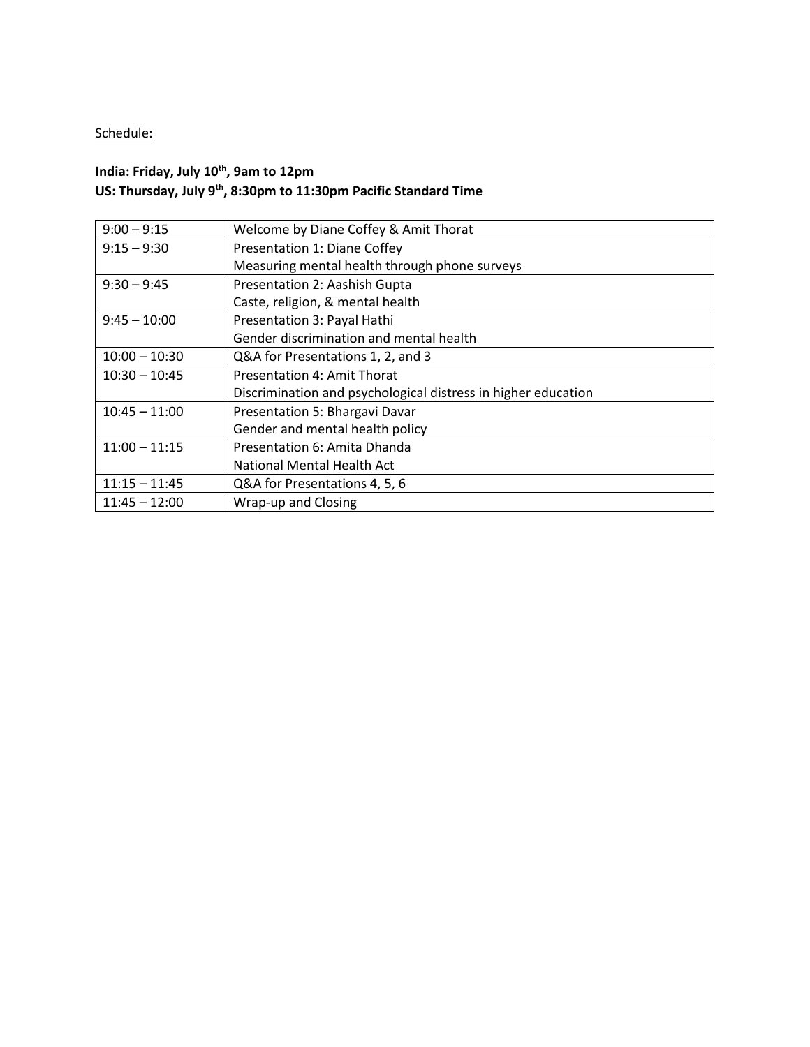Schedule:

**India: Friday, July 10th, 9am to 12pm**
**US: Thursday, July 9th, 8:30pm to 11:30pm Pacific Standard Time**

| | |
|---|---|
| 9:00 – 9:15 | Welcome by Diane Coffey & Amit Thorat |
| 9:15 – 9:30 | Presentation 1: Diane Coffey<br>Measuring mental health through phone surveys |
| 9:30 – 9:45 | Presentation 2: Aashish Gupta<br>Caste, religion, & mental health |
| 9:45 – 10:00 | Presentation 3: Payal Hathi<br>Gender discrimination and mental health |
| 10:00 – 10:30 | Q&A for Presentations 1, 2, and 3 |
| 10:30 – 10:45 | Presentation 4: Amit Thorat<br>Discrimination and psychological distress in higher education |
| 10:45 – 11:00 | Presentation 5: Bhargavi Davar<br>Gender and mental health policy |
| 11:00 – 11:15 | Presentation 6: Amita Dhanda<br>National Mental Health Act |
| 11:15 – 11:45 | Q&A for Presentations 4, 5, 6 |
| 11:45 – 12:00 | Wrap-up and Closing |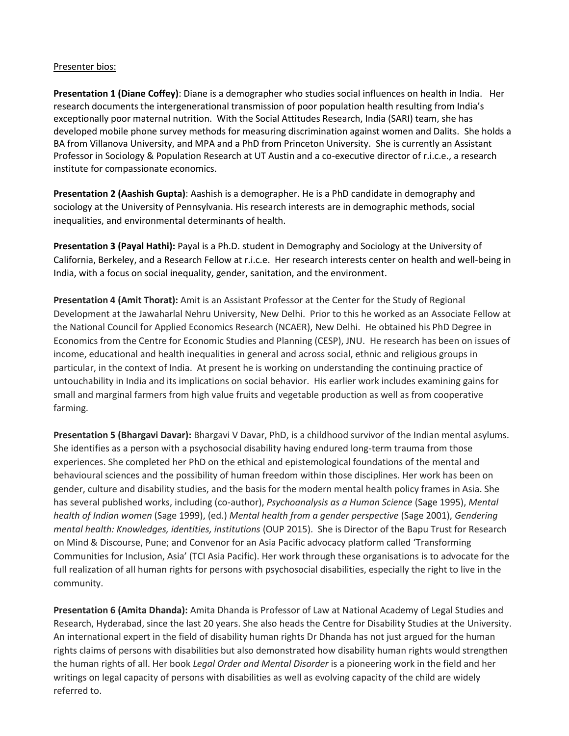Presenter bios:

**Presentation 1 (Diane Coffey)**: Diane is a demographer who studies social influences on health in India. Her research documents the intergenerational transmission of poor population health resulting from India's exceptionally poor maternal nutrition. With the Social Attitudes Research, India (SARI) team, she has developed mobile phone survey methods for measuring discrimination against women and Dalits. She holds a BA from Villanova University, and MPA and a PhD from Princeton University. She is currently an Assistant Professor in Sociology & Population Research at UT Austin and a co-executive director of r.i.c.e., a research institute for compassionate economics.

**Presentation 2 (Aashish Gupta)**: Aashish is a demographer. He is a PhD candidate in demography and sociology at the University of Pennsylvania. His research interests are in demographic methods, social inequalities, and environmental determinants of health.

**Presentation 3 (Payal Hathi):** Payal is a Ph.D. student in Demography and Sociology at the University of California, Berkeley, and a Research Fellow at r.i.c.e. Her research interests center on health and well-being in India, with a focus on social inequality, gender, sanitation, and the environment.

**Presentation 4 (Amit Thorat):** Amit is an Assistant Professor at the Center for the Study of Regional Development at the Jawaharlal Nehru University, New Delhi. Prior to this he worked as an Associate Fellow at the National Council for Applied Economics Research (NCAER), New Delhi. He obtained his PhD Degree in Economics from the Centre for Economic Studies and Planning (CESP), JNU. He research has been on issues of income, educational and health inequalities in general and across social, ethnic and religious groups in particular, in the context of India. At present he is working on understanding the continuing practice of untouchability in India and its implications on social behavior. His earlier work includes examining gains for small and marginal farmers from high value fruits and vegetable production as well as from cooperative farming.

**Presentation 5 (Bhargavi Davar):** Bhargavi V Davar, PhD, is a childhood survivor of the Indian mental asylums. She identifies as a person with a psychosocial disability having endured long-term trauma from those experiences. She completed her PhD on the ethical and epistemological foundations of the mental and behavioural sciences and the possibility of human freedom within those disciplines. Her work has been on gender, culture and disability studies, and the basis for the modern mental health policy frames in Asia. She has several published works, including (co-author), *Psychoanalysis as a Human Science* (Sage 1995), *Mental health of Indian women* (Sage 1999), (ed.) *Mental health from a gender perspective* (Sage 2001), *Gendering mental health: Knowledges, identities, institutions* (OUP 2015). She is Director of the Bapu Trust for Research on Mind & Discourse, Pune; and Convenor for an Asia Pacific advocacy platform called 'Transforming Communities for Inclusion, Asia' (TCI Asia Pacific). Her work through these organisations is to advocate for the full realization of all human rights for persons with psychosocial disabilities, especially the right to live in the community.

**Presentation 6 (Amita Dhanda):** Amita Dhanda is Professor of Law at National Academy of Legal Studies and Research, Hyderabad, since the last 20 years. She also heads the Centre for Disability Studies at the University. An international expert in the field of disability human rights Dr Dhanda has not just argued for the human rights claims of persons with disabilities but also demonstrated how disability human rights would strengthen the human rights of all. Her book *Legal Order and Mental Disorder* is a pioneering work in the field and her writings on legal capacity of persons with disabilities as well as evolving capacity of the child are widely referred to.